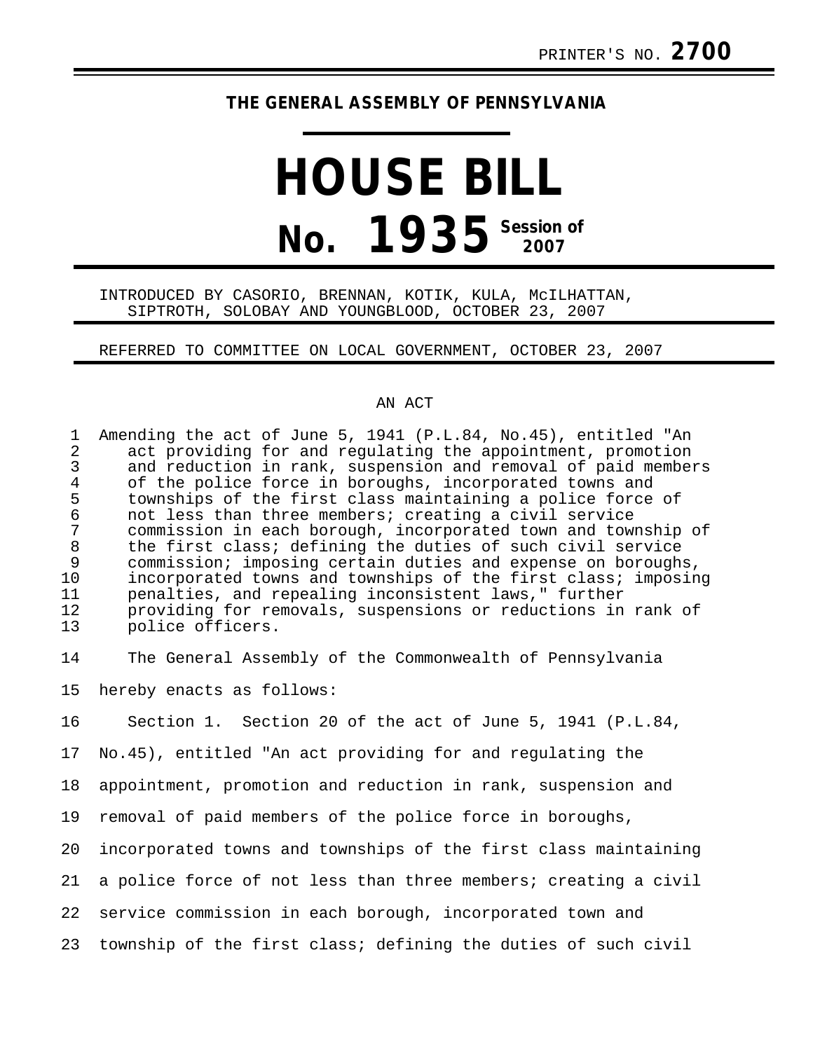PRINTER'S NO. **2700**

**THE GENERAL ASSEMBLY OF PENNSYLVANIA**

# HOUSE BILL

# No. 1935 Session of 2007

INTRODUCED BY CASORIO, BRENNAN, KOTIK, KULA, McILHATTAN, SIPTROTH, SOLOBAY AND YOUNGBLOOD, OCTOBER 23, 2007

REFERRED TO COMMITTEE ON LOCAL GOVERNMENT, OCTOBER 23, 2007

AN ACT

Amending the act of June 5, 1941 (P.L.84, No.45), entitled "An act providing for and regulating the appointment, promotion and reduction in rank, suspension and removal of paid members of the police force in boroughs, incorporated towns and townships of the first class maintaining a police force of not less than three members; creating a civil service commission in each borough, incorporated town and township of the first class; defining the duties of such civil service commission; imposing certain duties and expense on boroughs, incorporated towns and townships of the first class; imposing penalties, and repealing inconsistent laws," further providing for removals, suspensions or reductions in rank of police officers.

The General Assembly of the Commonwealth of Pennsylvania hereby enacts as follows:

Section 1. Section 20 of the act of June 5, 1941 (P.L.84, No.45), entitled "An act providing for and regulating the appointment, promotion and reduction in rank, suspension and removal of paid members of the police force in boroughs, incorporated towns and townships of the first class maintaining a police force of not less than three members; creating a civil service commission in each borough, incorporated town and township of the first class; defining the duties of such civil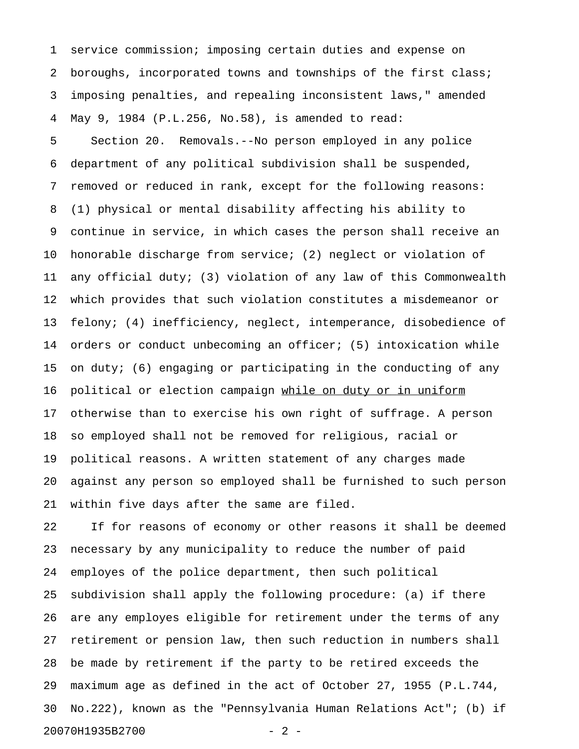service commission; imposing certain duties and expense on boroughs, incorporated towns and townships of the first class; imposing penalties, and repealing inconsistent laws," amended May 9, 1984 (P.L.256, No.58), is amended to read:

Section 20. Removals.--No person employed in any police department of any political subdivision shall be suspended, removed or reduced in rank, except for the following reasons: (1) physical or mental disability affecting his ability to continue in service, in which cases the person shall receive an honorable discharge from service; (2) neglect or violation of any official duty; (3) violation of any law of this Commonwealth which provides that such violation constitutes a misdemeanor or felony; (4) inefficiency, neglect, intemperance, disobedience of orders or conduct unbecoming an officer; (5) intoxication while on duty; (6) engaging or participating in the conducting of any political or election campaign <u>while on duty or in uniform</u> otherwise than to exercise his own right of suffrage. A person so employed shall not be removed for religious, racial or political reasons. A written statement of any charges made against any person so employed shall be furnished to such person within five days after the same are filed.

If for reasons of economy or other reasons it shall be deemed necessary by any municipality to reduce the number of paid employes of the police department, then such political subdivision shall apply the following procedure: (a) if there are any employes eligible for retirement under the terms of any retirement or pension law, then such reduction in numbers shall be made by retirement if the party to be retired exceeds the maximum age as defined in the act of October 27, 1955 (P.L.744, No.222), known as the "Pennsylvania Human Relations Act"; (b) if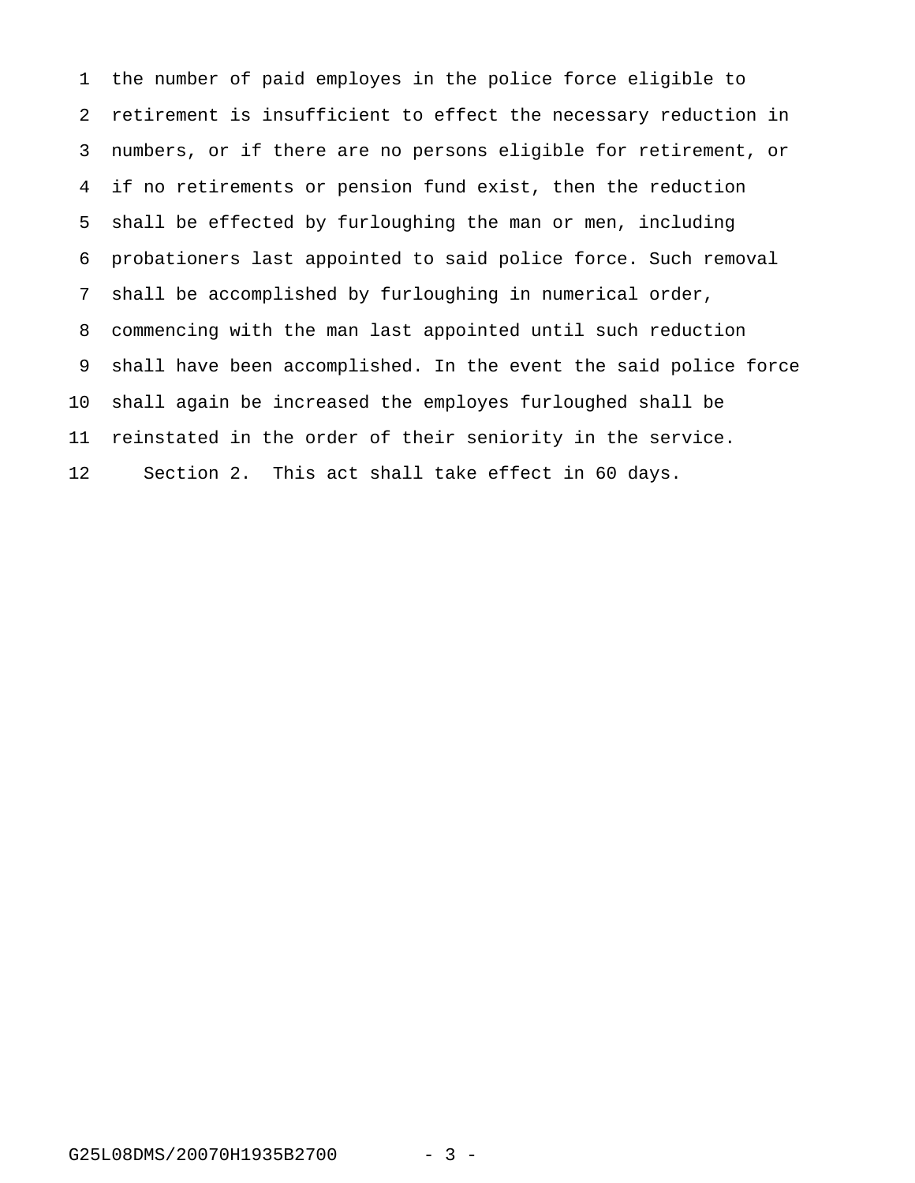the number of paid employes in the police force eligible to retirement is insufficient to effect the necessary reduction in numbers, or if there are no persons eligible for retirement, or if no retirements or pension fund exist, then the reduction shall be effected by furloughing the man or men, including probationers last appointed to said police force. Such removal shall be accomplished by furloughing in numerical order, commencing with the man last appointed until such reduction shall have been accomplished. In the event the said police force shall again be increased the employes furloughed shall be reinstated in the order of their seniority in the service.

Section 2. This act shall take effect in 60 days.